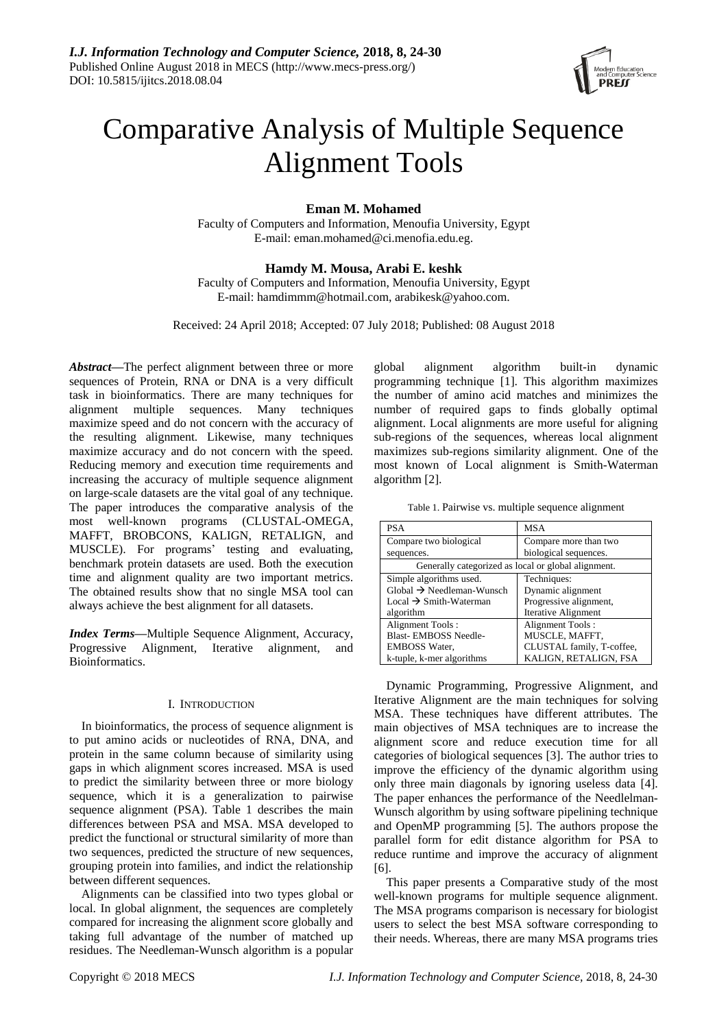# Comparative Analysis of Multiple Sequence Alignment Tools

**Eman M. Mohamed**

Faculty of Computers and Information, Menoufia University, Egypt
E-mail: eman.mohamed@ci.menofia.edu.eg.

**Hamdy M. Mousa, Arabi E. keshk**

Faculty of Computers and Information, Menoufia University, Egypt
E-mail: hamdimmm@hotmail.com, arabikesk@yahoo.com.

Received: 24 April 2018; Accepted: 07 July 2018; Published: 08 August 2018

***Abstract*—**The perfect alignment between three or more sequences of Protein, RNA or DNA is a very difficult task in bioinformatics. There are many techniques for alignment multiple sequences. Many techniques maximize speed and do not concern with the accuracy of the resulting alignment. Likewise, many techniques maximize accuracy and do not concern with the speed. Reducing memory and execution time requirements and increasing the accuracy of multiple sequence alignment on large-scale datasets are the vital goal of any technique. The paper introduces the comparative analysis of the most well-known programs (CLUSTAL-OMEGA, MAFFT, BROBCONS, KALIGN, RETALIGN, and MUSCLE). For programs' testing and evaluating, benchmark protein datasets are used. Both the execution time and alignment quality are two important metrics. The obtained results show that no single MSA tool can always achieve the best alignment for all datasets.

***Index Terms*—**Multiple Sequence Alignment, Accuracy, Progressive Alignment, Iterative alignment, and Bioinformatics.

## I. Introduction

In bioinformatics, the process of sequence alignment is to put amino acids or nucleotides of RNA, DNA, and protein in the same column because of similarity using gaps in which alignment scores increased. MSA is used to predict the similarity between three or more biology sequence, which it is a generalization to pairwise sequence alignment (PSA). Table 1 describes the main differences between PSA and MSA. MSA developed to predict the functional or structural similarity of more than two sequences, predicted the structure of new sequences, grouping protein into families, and indict the relationship between different sequences.

Alignments can be classified into two types global or local. In global alignment, the sequences are completely compared for increasing the alignment score globally and taking full advantage of the number of matched up residues. The Needleman-Wunsch algorithm is a popular global alignment algorithm built-in dynamic programming technique [1]. This algorithm maximizes the number of amino acid matches and minimizes the number of required gaps to finds globally optimal alignment. Local alignments are more useful for aligning sub-regions of the sequences, whereas local alignment maximizes sub-regions similarity alignment. One of the most known of Local alignment is Smith-Waterman algorithm [2].

Table 1. Pairwise vs. multiple sequence alignment

| PSA | MSA |
|---|---|
| Compare two biological sequences. | Compare more than two biological sequences. |
| Generally categorized as local or global alignment. | |
| Simple algorithms used.<br>Global → Needleman-Wunsch<br>Local → Smith-Waterman algorithm | Techniques:<br>Dynamic alignment<br>Progressive alignment,<br>Iterative Alignment |
| Alignment Tools :<br>Blast- EMBOSS Needle-EMBOSS Water,<br>k-tuple, k-mer algorithms | Alignment Tools :<br>MUSCLE, MAFFT,<br>CLUSTAL family, T-coffee,<br>KALIGN, RETALIGN, FSA |

Dynamic Programming, Progressive Alignment, and Iterative Alignment are the main techniques for solving MSA. These techniques have different attributes. The main objectives of MSA techniques are to increase the alignment score and reduce execution time for all categories of biological sequences [3]. The author tries to improve the efficiency of the dynamic algorithm using only three main diagonals by ignoring useless data [4]. The paper enhances the performance of the Needlelman-Wunsch algorithm by using software pipelining technique and OpenMP programming [5]. The authors propose the parallel form for edit distance algorithm for PSA to reduce runtime and improve the accuracy of alignment [6].

This paper presents a Comparative study of the most well-known programs for multiple sequence alignment. The MSA programs comparison is necessary for biologist users to select the best MSA software corresponding to their needs. Whereas, there are many MSA programs tries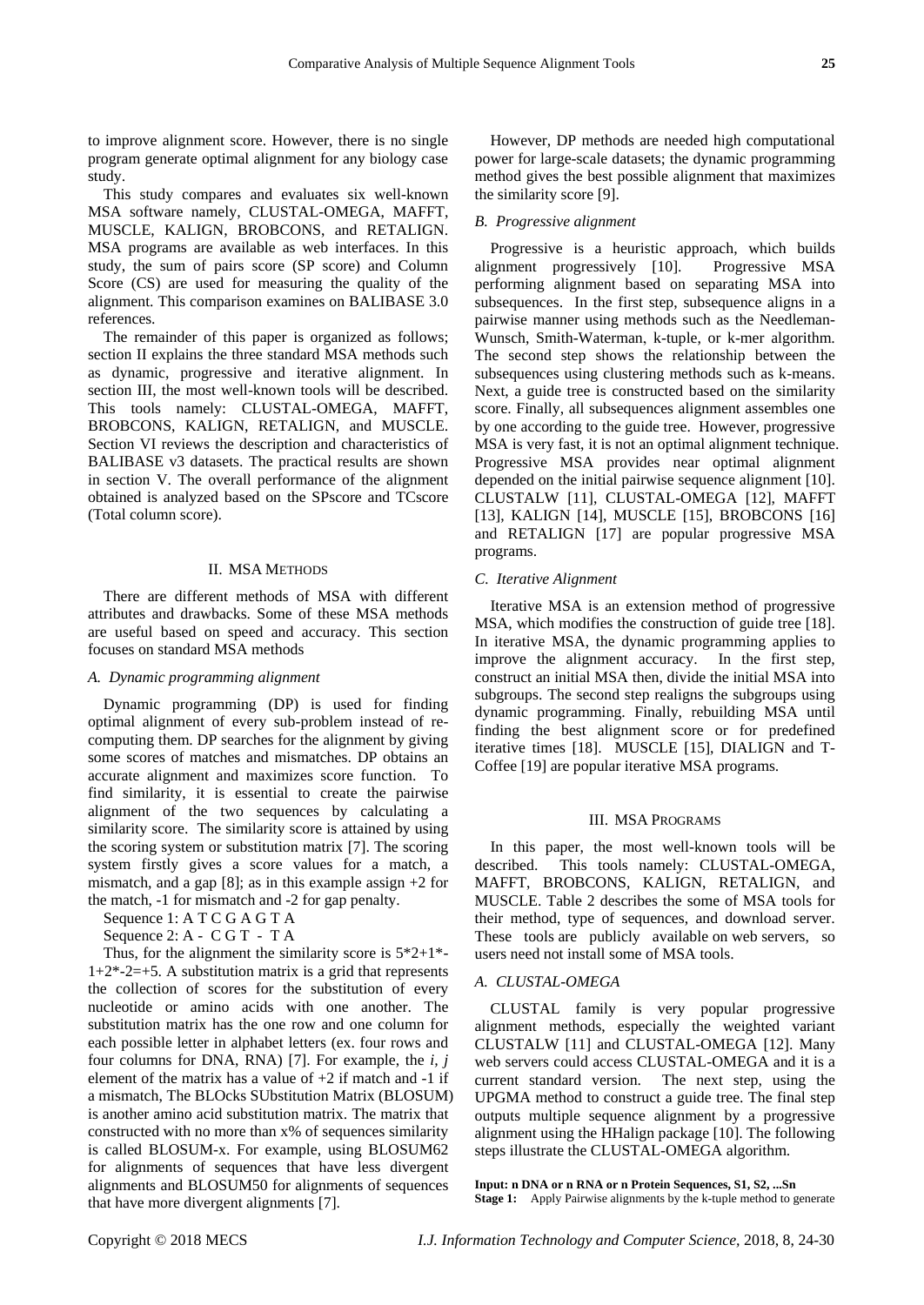to improve alignment score. However, there is no single program generate optimal alignment for any biology case study.

This study compares and evaluates six well-known MSA software namely, CLUSTAL-OMEGA, MAFFT, MUSCLE, KALIGN, BROBCONS, and RETALIGN. MSA programs are available as web interfaces. In this study, the sum of pairs score (SP score) and Column Score (CS) are used for measuring the quality of the alignment. This comparison examines on BALIBASE 3.0 references.

The remainder of this paper is organized as follows; section II explains the three standard MSA methods such as dynamic, progressive and iterative alignment. In section III, the most well-known tools will be described. This tools namely: CLUSTAL-OMEGA, MAFFT, BROBCONS, KALIGN, RETALIGN, and MUSCLE. Section VI reviews the description and characteristics of BALIBASE v3 datasets. The practical results are shown in section V. The overall performance of the alignment obtained is analyzed based on the SPscore and TCscore (Total column score).

## II. MSA Methods

There are different methods of MSA with different attributes and drawbacks. Some of these MSA methods are useful based on speed and accuracy. This section focuses on standard MSA methods

### *A. Dynamic programming alignment*

Dynamic programming (DP) is used for finding optimal alignment of every sub-problem instead of re-computing them. DP searches for the alignment by giving some scores of matches and mismatches. DP obtains an accurate alignment and maximizes score function. To find similarity, it is essential to create the pairwise alignment of the two sequences by calculating a similarity score. The similarity score is attained by using the scoring system or substitution matrix [7]. The scoring system firstly gives a score values for a match, a mismatch, and a gap [8]; as in this example assign +2 for the match, -1 for mismatch and -2 for gap penalty.

Sequence 1: A T C G A G T A

Sequence 2: A - C G T - T A

Thus, for the alignment the similarity score is $5*2+1*-1+2*-2=+5$. A substitution matrix is a grid that represents the collection of scores for the substitution of every nucleotide or amino acids with one another. The substitution matrix has the one row and one column for each possible letter in alphabet letters (ex. four rows and four columns for DNA, RNA) [7]. For example, the *i, j* element of the matrix has a value of +2 if match and -1 if a mismatch, The BLOcks SUbstitution Matrix (BLOSUM) is another amino acid substitution matrix. The matrix that constructed with no more than x% of sequences similarity is called BLOSUM-x. For example, using BLOSUM62 for alignments of sequences that have less divergent alignments and BLOSUM50 for alignments of sequences that have more divergent alignments [7].

However, DP methods are needed high computational power for large-scale datasets; the dynamic programming method gives the best possible alignment that maximizes the similarity score [9].

### *B. Progressive alignment*

Progressive is a heuristic approach, which builds alignment progressively [10]. Progressive MSA performing alignment based on separating MSA into subsequences. In the first step, subsequence aligns in a pairwise manner using methods such as the Needleman-Wunsch, Smith-Waterman, k-tuple, or k-mer algorithm. The second step shows the relationship between the subsequences using clustering methods such as k-means. Next, a guide tree is constructed based on the similarity score. Finally, all subsequences alignment assembles one by one according to the guide tree. However, progressive MSA is very fast, it is not an optimal alignment technique. Progressive MSA provides near optimal alignment depended on the initial pairwise sequence alignment [10]. CLUSTALW [11], CLUSTAL-OMEGA [12], MAFFT [13], KALIGN [14], MUSCLE [15], BROBCONS [16] and RETALIGN [17] are popular progressive MSA programs.

### *C. Iterative Alignment*

Iterative MSA is an extension method of progressive MSA, which modifies the construction of guide tree [18]. In iterative MSA, the dynamic programming applies to improve the alignment accuracy. In the first step, construct an initial MSA then, divide the initial MSA into subgroups. The second step realigns the subgroups using dynamic programming. Finally, rebuilding MSA until finding the best alignment score or for predefined iterative times [18]. MUSCLE [15], DIALIGN and T-Coffee [19] are popular iterative MSA programs.

## III. MSA Programs

In this paper, the most well-known tools will be described. This tools namely: CLUSTAL-OMEGA, MAFFT, BROBCONS, KALIGN, RETALIGN, and MUSCLE. Table 2 describes the some of MSA tools for their method, type of sequences, and download server. These tools are publicly available on web servers, so users need not install some of MSA tools.

### *A. CLUSTAL-OMEGA*

CLUSTAL family is very popular progressive alignment methods, especially the weighted variant CLUSTALW [11] and CLUSTAL-OMEGA [12]. Many web servers could access CLUSTAL-OMEGA and it is a current standard version. The next step, using the UPGMA method to construct a guide tree. The final step outputs multiple sequence alignment by a progressive alignment using the HHalign package [10]. The following steps illustrate the CLUSTAL-OMEGA algorithm.

**Input: n DNA or n RNA or n Protein Sequences, S1, S2, ...Sn**

**Stage 1:** Apply Pairwise alignments by the k-tuple method to generate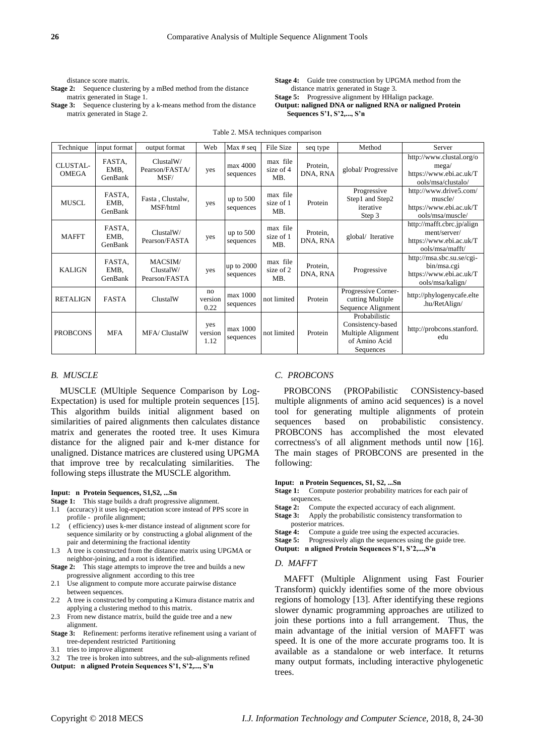distance score matrix.

**Stage 2:** Sequence clustering by a mBed method from the distance matrix generated in Stage 1.

**Stage 3:** Sequence clustering by a k-means method from the distance matrix generated in Stage 2.

**Stage 4:** Guide tree construction by UPGMA method from the distance matrix generated in Stage 3.

**Stage 5:** Progressive alignment by HHalign package.

**Output: naligned DNA or naligned RNA or naligned Protein Sequences S'1, S'2,..., S'n**

Table 2. MSA techniques comparison

| Technique | input format | output format | Web | Max # seq | File Size | seq type | Method | Server |
|---|---|---|---|---|---|---|---|---|
| CLUSTAL-OMEGA | FASTA, EMB, GenBank | ClustalW/ Pearson/FASTA/ MSF/ | yes | max 4000 sequences | max file size of 4 MB. | Protein, DNA, RNA | global/ Progressive | http://www.clustal.org/omega/ https://www.ebi.ac.uk/Tools/msa/clustalo/ |
| MUSCL | FASTA, EMB, GenBank | Fasta , Clustalw, MSF/html | yes | up to 500 sequences | max file size of 1 MB. | Protein | Progressive Step1 and Step2 iterative Step 3 | http://www.drive5.com/muscle/ https://www.ebi.ac.uk/Tools/msa/muscle/ |
| MAFFT | FASTA, EMB, GenBank | ClustalW/ Pearson/FASTA | yes | up to 500 sequences | max file size of 1 MB. | Protein, DNA, RNA | global/ Iterative | http://mafft.cbrc.jp/alignment/server/ https://www.ebi.ac.uk/Tools/msa/mafft/ |
| KALIGN | FASTA, EMB, GenBank | MACSIM/ ClustalW/ Pearson/FASTA | yes | up to 2000 sequences | max file size of 2 MB. | Protein, DNA, RNA | Progressive | http://msa.sbc.su.se/cgi-bin/msa.cgi https://www.ebi.ac.uk/Tools/msa/kalign/ |
| RETALIGN | FASTA | ClustalW | no version 0.22 | max 1000 sequences | not limited | Protein | Progressive Corner-cutting Multiple Sequence Alignment | http://phylogenycafe.elte.hu/RetAlign/ |
| PROBCONS | MFA | MFA/ ClustalW | yes version 1.12 | max 1000 sequences | not limited | Protein | Probabilistic Consistency-based Multiple Alignment of Amino Acid Sequences | http://probcons.stanford.edu |

### *B. MUSCLE*

MUSCLE (MUltiple Sequence Comparison by Log-Expectation) is used for multiple protein sequences [15]. This algorithm builds initial alignment based on similarities of paired alignments then calculates distance matrix and generates the rooted tree. It uses Kimura distance for the aligned pair and k-mer distance for unaligned. Distance matrices are clustered using UPGMA that improve tree by recalculating similarities. The following steps illustrate the MUSCLE algorithm.

**Input: n Protein Sequences, S1,S2, ...Sn**

**Stage 1:** This stage builds a draft progressive alignment.

1.1 (accuracy) it uses log-expectation score instead of PPS score in profile - profile alignment;

1.2 ( efficiency) uses k-mer distance instead of alignment score for sequence similarity or by constructing a global alignment of the pair and determining the fractional identity

1.3 A tree is constructed from the distance matrix using UPGMA or neighbor-joining, and a root is identified.

**Stage 2:** This stage attempts to improve the tree and builds a new progressive alignment according to this tree

2.1 Use alignment to compute more accurate pairwise distance between sequences.

2.2 A tree is constructed by computing a Kimura distance matrix and applying a clustering method to this matrix.

2.3 From new distance matrix, build the guide tree and a new alignment.

**Stage 3:** Refinement: performs iterative refinement using a variant of tree-dependent restricted Partitioning

3.1 tries to improve alignment

3.2 The tree is broken into subtrees, and the sub-alignments refined

**Output: n aligned Protein Sequences S'1, S'2,..., S'n**

### *C. PROBCONS*

PROBCONS (PROPabilistic CONSistency-based multiple alignments of amino acid sequences) is a novel tool for generating multiple alignments of protein sequences based on probabilistic consistency. PROBCONS has accomplished the most elevated correctness's of all alignment methods until now [16]. The main stages of PROBCONS are presented in the following:

**Input: n Protein Sequences, S1, S2, ...Sn**

**Stage 1:** Compute posterior probability matrices for each pair of sequences.

**Stage 2:** Compute the expected accuracy of each alignment.

**Stage 3:** Apply the probabilistic consistency transformation to posterior matrices.

**Stage 4:** Compute a guide tree using the expected accuracies.

**Stage 5:** Progressively align the sequences using the guide tree.

**Output: n aligned Protein Sequences S'1, S'2,...,S'n**

### *D. MAFFT*

MAFFT (Multiple Alignment using Fast Fourier Transform) quickly identifies some of the more obvious regions of homology [13]. After identifying these regions slower dynamic programming approaches are utilized to join these portions into a full arrangement. Thus, the main advantage of the initial version of MAFFT was speed. It is one of the more accurate programs too. It is available as a standalone or web interface. It returns many output formats, including interactive phylogenetic trees.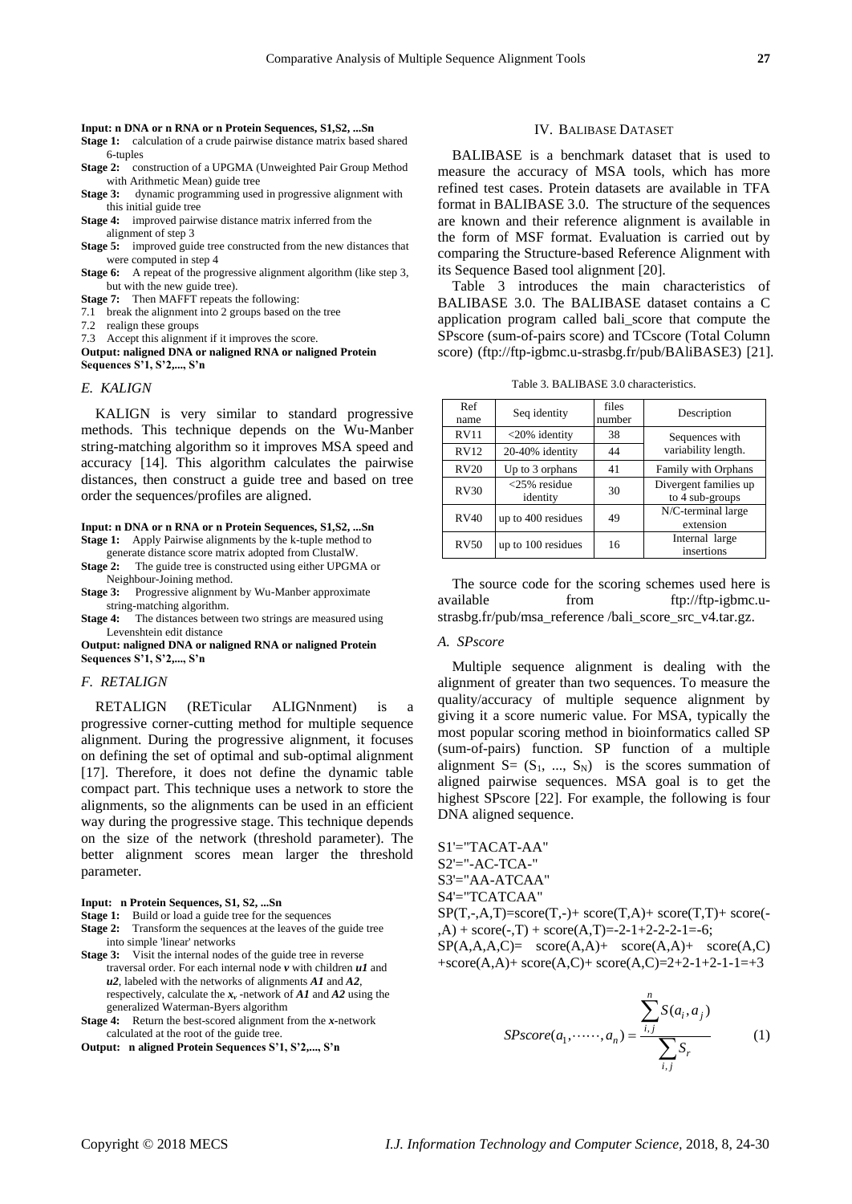**Input: n DNA or n RNA or n Protein Sequences, S1,S2, ...Sn**

**Stage 1:** calculation of a crude pairwise distance matrix based shared 6-tuples

**Stage 2:** construction of a UPGMA (Unweighted Pair Group Method with Arithmetic Mean) guide tree

**Stage 3:** dynamic programming used in progressive alignment with this initial guide tree

**Stage 4:** improved pairwise distance matrix inferred from the alignment of step 3

**Stage 5:** improved guide tree constructed from the new distances that were computed in step 4

**Stage 6:** A repeat of the progressive alignment algorithm (like step 3, but with the new guide tree).

**Stage 7:** Then MAFFT repeats the following:

7.1 break the alignment into 2 groups based on the tree

7.2 realign these groups

7.3 Accept this alignment if it improves the score.

**Output: naligned DNA or naligned RNA or naligned Protein Sequences S'1, S'2,..., S'n**

### *E. KALIGN*

KALIGN is very similar to standard progressive methods. This technique depends on the Wu-Manber string-matching algorithm so it improves MSA speed and accuracy [14]. This algorithm calculates the pairwise distances, then construct a guide tree and based on tree order the sequences/profiles are aligned.

**Input: n DNA or n RNA or n Protein Sequences, S1,S2, ...Sn**

**Stage 1:** Apply Pairwise alignments by the k-tuple method to generate distance score matrix adopted from ClustalW.

**Stage 2:** The guide tree is constructed using either UPGMA or Neighbour-Joining method.

**Stage 3:** Progressive alignment by Wu-Manber approximate string-matching algorithm.

**Stage 4:** The distances between two strings are measured using Levenshtein edit distance

**Output: naligned DNA or naligned RNA or naligned Protein Sequences S'1, S'2,..., S'n**

### *F. RETALIGN*

RETALIGN (RETicular ALIGNnment) is a progressive corner-cutting method for multiple sequence alignment. During the progressive alignment, it focuses on defining the set of optimal and sub-optimal alignment [17]. Therefore, it does not define the dynamic table compact part. This technique uses a network to store the alignments, so the alignments can be used in an efficient way during the progressive stage. This technique depends on the size of the network (threshold parameter). The better alignment scores mean larger the threshold parameter.

**Input: n Protein Sequences, S1, S2, ...Sn**

**Stage 1:** Build or load a guide tree for the sequences

**Stage 2:** Transform the sequences at the leaves of the guide tree into simple 'linear' networks

**Stage 3:** Visit the internal nodes of the guide tree in reverse traversal order. For each internal node ***v*** with children ***u1*** and ***u2***, labeled with the networks of alignments ***A1*** and ***A2***, respectively, calculate the $x_r$ -network of ***A1*** and ***A2*** using the generalized Waterman-Byers algorithm

**Stage 4:** Return the best-scored alignment from the ***x***-network calculated at the root of the guide tree.

**Output: n aligned Protein Sequences S'1, S'2,..., S'n**

## IV. BALIBASE DATASET

BALIBASE is a benchmark dataset that is used to measure the accuracy of MSA tools, which has more refined test cases. Protein datasets are available in TFA format in BALIBASE 3.0. The structure of the sequences are known and their reference alignment is available in the form of MSF format. Evaluation is carried out by comparing the Structure-based Reference Alignment with its Sequence Based tool alignment [20].

Table 3 introduces the main characteristics of BALIBASE 3.0. The BALIBASE dataset contains a C application program called bali_score that compute the SPscore (sum-of-pairs score) and TCscore (Total Column score) (ftp://ftp-igbmc.u-strasbg.fr/pub/BAliBASE3) [21].

Table 3. BALIBASE 3.0 characteristics.

| Ref name | Seq identity | files number | Description |
|---|---|---|---|
| RV11 | <20% identity | 38 | Sequences with variability length. |
| RV12 | 20-40% identity | 44 | |
| RV20 | Up to 3 orphans | 41 | Family with Orphans |
| RV30 | <25% residue identity | 30 | Divergent families up to 4 sub-groups |
| RV40 | up to 400 residues | 49 | N/C-terminal large extension |
| RV50 | up to 100 residues | 16 | Internal large insertions |

The source code for the scoring schemes used here is available from ftp://ftp-igbmc.u-strasbg.fr/pub/msa_reference /bali_score_src_v4.tar.gz.

### *A. SPscore*

Multiple sequence alignment is dealing with the alignment of greater than two sequences. To measure the quality/accuracy of multiple sequence alignment by giving it a score numeric value. For MSA, typically the most popular scoring method in bioinformatics called SP (sum-of-pairs) function. SP function of a multiple alignment S= ($S_1$, ..., $S_N$) is the scores summation of aligned pairwise sequences. MSA goal is to get the highest SPscore [22]. For example, the following is four DNA aligned sequence.

S1'="TACAT-AA"
S2'="-AC-TCA-"
S3'="AA-ATCAA"
S4'="TCATCAA"

SP(T,-,A,T)=score(T,-)+ score(T,A)+ score(T,T)+ score(-,A) + score(-,T) + score(A,T)=-2-1+2-2-2-1=-6;

SP(A,A,A,C)= score(A,A)+ score(A,A)+ score(A,C) +score(A,A)+ score(A,C)+ score(A,C)=2+2-1+2-1-1=+3

$$SPscore(a_1,\cdots\cdots,a_n) = \frac{\sum_{i,j}^{n} S(a_i,a_j)}{\sum_{i,j} S_r} \qquad (1)$$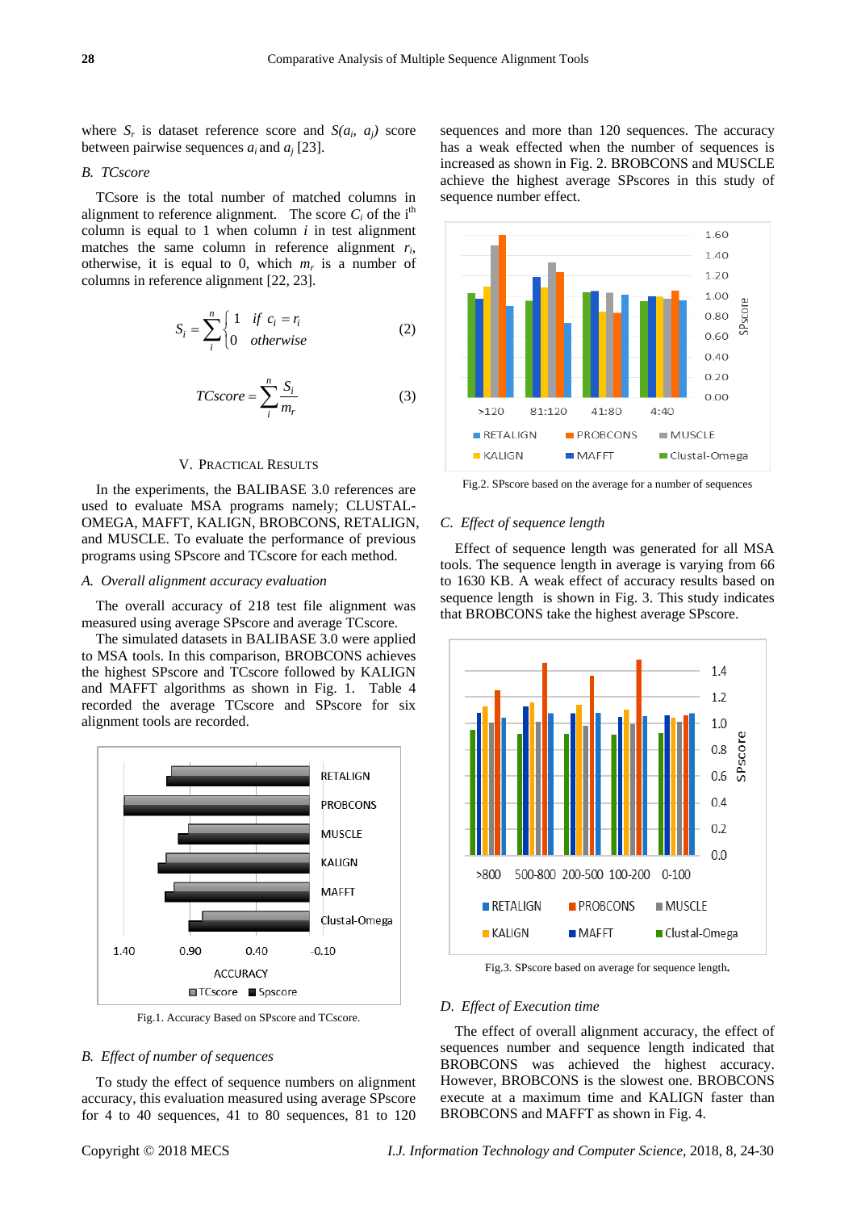where $S_r$ is dataset reference score and $S(a_i, a_j)$ score between pairwise sequences $a_i$ and $a_j$ [23].

### B. TCscore

TCsore is the total number of matched columns in alignment to reference alignment. The score $C_i$ of the i[th] column is equal to 1 when column $i$ in test alignment matches the same column in reference alignment $r_i$, otherwise, it is equal to 0, which $m_r$ is a number of columns in reference alignment [22, 23].

$$S_i = \sum_{i}^{n} \begin{cases} 1 & if\ c_i = r_i \\ 0 & otherwise \end{cases} \tag{2}$$

$$TCscore = \sum_{i}^{n} \frac{S_i}{m_r} \tag{3}$$

## V. Practical Results

In the experiments, the BALIBASE 3.0 references are used to evaluate MSA programs namely; CLUSTAL-OMEGA, MAFFT, KALIGN, BROBCONS, RETALIGN, and MUSCLE. To evaluate the performance of previous programs using SPscore and TCscore for each method.

### A. Overall alignment accuracy evaluation

The overall accuracy of 218 test file alignment was measured using average SPscore and average TCscore.

The simulated datasets in BALIBASE 3.0 were applied to MSA tools. In this comparison, BROBCONS achieves the highest SPscore and TCscore followed by KALIGN and MAFFT algorithms as shown in Fig. 1. Table 4 recorded the average TCscore and SPscore for six alignment tools are recorded.

Fig.1. Accuracy Based on SPscore and TCscore.

### B. Effect of number of sequences

To study the effect of sequence numbers on alignment accuracy, this evaluation measured using average SPscore for 4 to 40 sequences, 41 to 80 sequences, 81 to 120 sequences and more than 120 sequences. The accuracy has a weak effected when the number of sequences is increased as shown in Fig. 2. BROBCONS and MUSCLE achieve the highest average SPscores in this study of sequence number effect.

Fig.2. SPscore based on the average for a number of sequences

### C. Effect of sequence length

Effect of sequence length was generated for all MSA tools. The sequence length in average is varying from 66 to 1630 KB. A weak effect of accuracy results based on sequence length is shown in Fig. 3. This study indicates that BROBCONS take the highest average SPscore.

Fig.3. SPscore based on average for sequence length.

### D. Effect of Execution time

The effect of overall alignment accuracy, the effect of sequences number and sequence length indicated that BROBCONS was achieved the highest accuracy. However, BROBCONS is the slowest one. BROBCONS execute at a maximum time and KALIGN faster than BROBCONS and MAFFT as shown in Fig. 4.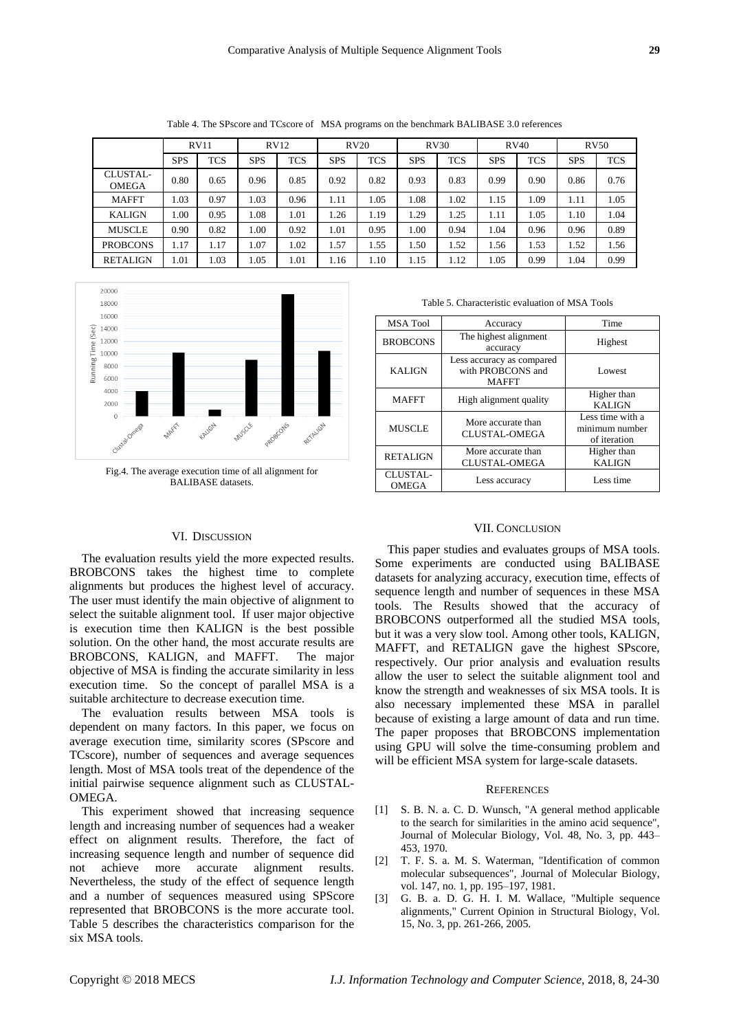Table 4. The SPscore and TCscore of MSA programs on the benchmark BALIBASE 3.0 references

| | RV11 | | RV12 | | RV20 | | RV30 | | RV40 | | RV50 | |
|---|---|---|---|---|---|---|---|---|---|---|---|---|
| | SPS | TCS | SPS | TCS | SPS | TCS | SPS | TCS | SPS | TCS | SPS | TCS |
| CLUSTAL-OMEGA | 0.80 | 0.65 | 0.96 | 0.85 | 0.92 | 0.82 | 0.93 | 0.83 | 0.99 | 0.90 | 0.86 | 0.76 |
| MAFFT | 1.03 | 0.97 | 1.03 | 0.96 | 1.11 | 1.05 | 1.08 | 1.02 | 1.15 | 1.09 | 1.11 | 1.05 |
| KALIGN | 1.00 | 0.95 | 1.08 | 1.01 | 1.26 | 1.19 | 1.29 | 1.25 | 1.11 | 1.05 | 1.10 | 1.04 |
| MUSCLE | 0.90 | 0.82 | 1.00 | 0.92 | 1.01 | 0.95 | 1.00 | 0.94 | 1.04 | 0.96 | 0.96 | 0.89 |
| PROBCONS | 1.17 | 1.17 | 1.07 | 1.02 | 1.57 | 1.55 | 1.50 | 1.52 | 1.56 | 1.53 | 1.52 | 1.56 |
| RETALIGN | 1.01 | 1.03 | 1.05 | 1.01 | 1.16 | 1.10 | 1.15 | 1.12 | 1.05 | 0.99 | 1.04 | 0.99 |

Fig.4. The average execution time of all alignment for BALIBASE datasets.

Table 5. Characteristic evaluation of MSA Tools

| MSA Tool | Accuracy | Time |
|---|---|---|
| BROBCONS | The highest alignment accuracy | Highest |
| KALIGN | Less accuracy as compared with PROBCONS and MAFFT | Lowest |
| MAFFT | High alignment quality | Higher than KALIGN |
| MUSCLE | More accurate than CLUSTAL-OMEGA | Less time with a minimum number of iteration |
| RETALIGN | More accurate than CLUSTAL-OMEGA | Higher than KALIGN |
| CLUSTAL-OMEGA | Less accuracy | Less time |

## VI. Discussion

The evaluation results yield the more expected results. BROBCONS takes the highest time to complete alignments but produces the highest level of accuracy. The user must identify the main objective of alignment to select the suitable alignment tool. If user major objective is execution time then KALIGN is the best possible solution. On the other hand, the most accurate results are BROBCONS, KALIGN, and MAFFT. The major objective of MSA is finding the accurate similarity in less execution time. So the concept of parallel MSA is a suitable architecture to decrease execution time.

The evaluation results between MSA tools is dependent on many factors. In this paper, we focus on average execution time, similarity scores (SPscore and TCscore), number of sequences and average sequences length. Most of MSA tools treat of the dependence of the initial pairwise sequence alignment such as CLUSTAL-OMEGA.

This experiment showed that increasing sequence length and increasing number of sequences had a weaker effect on alignment results. Therefore, the fact of increasing sequence length and number of sequence did not achieve more accurate alignment results. Nevertheless, the study of the effect of sequence length and a number of sequences measured using SPScore represented that BROBCONS is the more accurate tool. Table 5 describes the characteristics comparison for the six MSA tools.

## VII. Conclusion

This paper studies and evaluates groups of MSA tools. Some experiments are conducted using BALIBASE datasets for analyzing accuracy, execution time, effects of sequence length and number of sequences in these MSA tools. The Results showed that the accuracy of BROBCONS outperformed all the studied MSA tools, but it was a very slow tool. Among other tools, KALIGN, MAFFT, and RETALIGN gave the highest SPscore, respectively. Our prior analysis and evaluation results allow the user to select the suitable alignment tool and know the strength and weaknesses of six MSA tools. It is also necessary implemented these MSA in parallel because of existing a large amount of data and run time. The paper proposes that BROBCONS implementation using GPU will solve the time-consuming problem and will be efficient MSA system for large-scale datasets.

## References

[1] S. B. N. a. C. D. Wunsch, "A general method applicable to the search for similarities in the amino acid sequence", Journal of Molecular Biology, Vol. 48, No. 3, pp. 443–453, 1970.

[2] T. F. S. a. M. S. Waterman, "Identification of common molecular subsequences", Journal of Molecular Biology, vol. 147, no. 1, pp. 195–197, 1981.

[3] G. B. a. D. G. H. I. M. Wallace, "Multiple sequence alignments," Current Opinion in Structural Biology, Vol. 15, No. 3, pp. 261-266, 2005.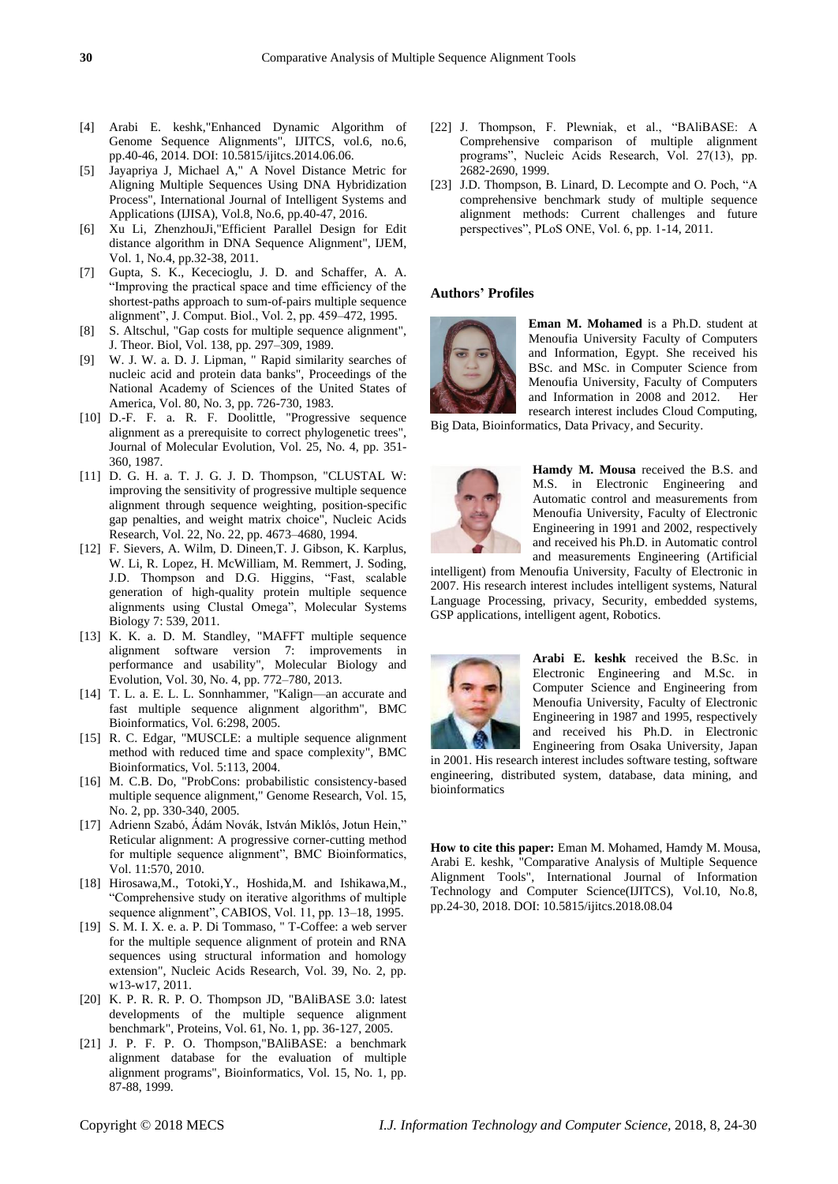[4] Arabi E. keshk,"Enhanced Dynamic Algorithm of Genome Sequence Alignments", IJITCS, vol.6, no.6, pp.40-46, 2014. DOI: 10.5815/ijitcs.2014.06.06.

[5] Jayapriya J, Michael A," A Novel Distance Metric for Aligning Multiple Sequences Using DNA Hybridization Process", International Journal of Intelligent Systems and Applications (IJISA), Vol.8, No.6, pp.40-47, 2016.

[6] Xu Li, ZhenzhouJi,"Efficient Parallel Design for Edit distance algorithm in DNA Sequence Alignment", IJEM, Vol. 1, No.4, pp.32-38, 2011.

[7] Gupta, S. K., Kececioglu, J. D. and Schaffer, A. A. "Improving the practical space and time efficiency of the shortest-paths approach to sum-of-pairs multiple sequence alignment", J. Comput. Biol., Vol. 2, pp. 459–472, 1995.

[8] S. Altschul, "Gap costs for multiple sequence alignment", J. Theor. Biol, Vol. 138, pp. 297–309, 1989.

[9] W. J. W. a. D. J. Lipman, " Rapid similarity searches of nucleic acid and protein data banks", Proceedings of the National Academy of Sciences of the United States of America, Vol. 80, No. 3, pp. 726-730, 1983.

[10] D.-F. F. a. R. F. Doolittle, "Progressive sequence alignment as a prerequisite to correct phylogenetic trees", Journal of Molecular Evolution, Vol. 25, No. 4, pp. 351-360, 1987.

[11] D. G. H. a. T. J. G. J. D. Thompson, "CLUSTAL W: improving the sensitivity of progressive multiple sequence alignment through sequence weighting, position-specific gap penalties, and weight matrix choice", Nucleic Acids Research, Vol. 22, No. 22, pp. 4673–4680, 1994.

[12] F. Sievers, A. Wilm, D. Dineen,T. J. Gibson, K. Karplus, W. Li, R. Lopez, H. McWilliam, M. Remmert, J. Soding, J.D. Thompson and D.G. Higgins, "Fast, scalable generation of high-quality protein multiple sequence alignments using Clustal Omega", Molecular Systems Biology 7: 539, 2011.

[13] K. K. a. D. M. Standley, "MAFFT multiple sequence alignment software version 7: improvements in performance and usability", Molecular Biology and Evolution, Vol. 30, No. 4, pp. 772–780, 2013.

[14] T. L. a. E. L. L. Sonnhammer, "Kalign—an accurate and fast multiple sequence alignment algorithm", BMC Bioinformatics, Vol. 6:298, 2005.

[15] R. C. Edgar, "MUSCLE: a multiple sequence alignment method with reduced time and space complexity", BMC Bioinformatics, Vol. 5:113, 2004.

[16] M. C.B. Do, "ProbCons: probabilistic consistency-based multiple sequence alignment," Genome Research, Vol. 15, No. 2, pp. 330-340, 2005.

[17] Adrienn Szabó, Ádám Novák, István Miklós, Jotun Hein," Reticular alignment: A progressive corner-cutting method for multiple sequence alignment", BMC Bioinformatics, Vol. 11:570, 2010.

[18] Hirosawa,M., Totoki,Y., Hoshida,M. and Ishikawa,M., "Comprehensive study on iterative algorithms of multiple sequence alignment", CABIOS, Vol. 11, pp. 13–18, 1995.

[19] S. M. I. X. e. a. P. Di Tommaso, " T-Coffee: a web server for the multiple sequence alignment of protein and RNA sequences using structural information and homology extension", Nucleic Acids Research, Vol. 39, No. 2, pp. w13-w17, 2011.

[20] K. P. R. R. P. O. Thompson JD, "BAliBASE 3.0: latest developments of the multiple sequence alignment benchmark", Proteins, Vol. 61, No. 1, pp. 36-127, 2005.

[21] J. P. F. P. O. Thompson,"BAliBASE: a benchmark alignment database for the evaluation of multiple alignment programs", Bioinformatics, Vol. 15, No. 1, pp. 87-88, 1999.

[22] J. Thompson, F. Plewniak, et al., "BAliBASE: A Comprehensive comparison of multiple alignment programs", Nucleic Acids Research, Vol. 27(13), pp. 2682-2690, 1999.

[23] J.D. Thompson, B. Linard, D. Lecompte and O. Poch, "A comprehensive benchmark study of multiple sequence alignment methods: Current challenges and future perspectives", PLoS ONE, Vol. 6, pp. 1-14, 2011.

## Authors' Profiles

**Eman M. Mohamed** is a Ph.D. student at Menoufia University Faculty of Computers and Information, Egypt. She received his BSc. and MSc. in Computer Science from Menoufia University, Faculty of Computers and Information in 2008 and 2012. Her research interest includes Cloud Computing, Big Data, Bioinformatics, Data Privacy, and Security.

**Hamdy M. Mousa** received the B.S. and M.S. in Electronic Engineering and Automatic control and measurements from Menoufia University, Faculty of Electronic Engineering in 1991 and 2002, respectively and received his Ph.D. in Automatic control and measurements Engineering (Artificial intelligent) from Menoufia University, Faculty of Electronic in 2007. His research interest includes intelligent systems, Natural Language Processing, privacy, Security, embedded systems, GSP applications, intelligent agent, Robotics.

**Arabi E. keshk** received the B.Sc. in Electronic Engineering and M.Sc. in Computer Science and Engineering from Menoufia University, Faculty of Electronic Engineering in 1987 and 1995, respectively and received his Ph.D. in Electronic Engineering from Osaka University, Japan in 2001. His research interest includes software testing, software engineering, distributed system, database, data mining, and bioinformatics

**How to cite this paper:** Eman M. Mohamed, Hamdy M. Mousa, Arabi E. keshk, "Comparative Analysis of Multiple Sequence Alignment Tools", International Journal of Information Technology and Computer Science(IJITCS), Vol.10, No.8, pp.24-30, 2018. DOI: 10.5815/ijitcs.2018.08.04